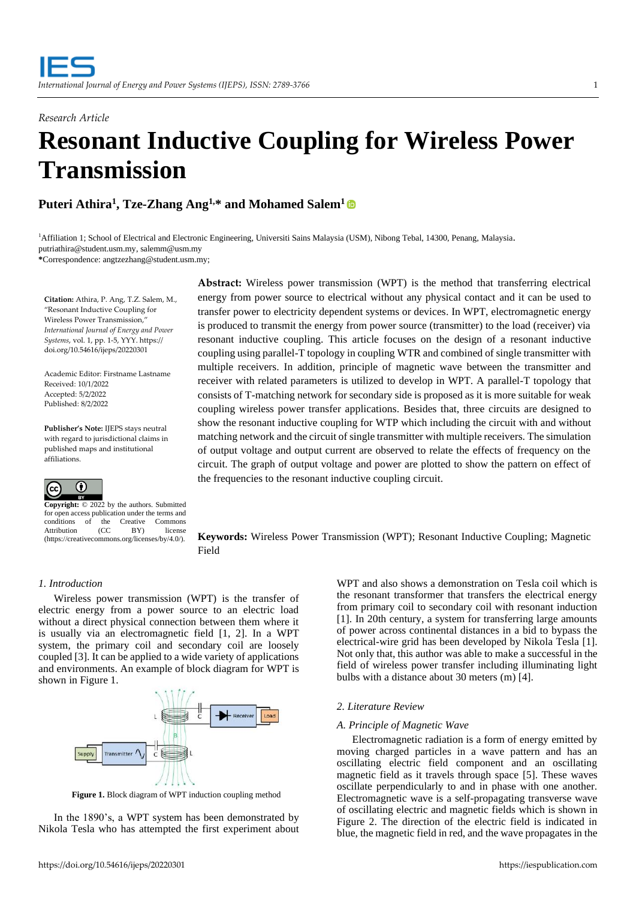*Research Article*

# Resonant Inductive Coupling for Wireless Power Transmission

**Puteri Athira[1], Tze-Zhang Ang[1,*] and Mohamed Salem[1]**

[1]Affiliation 1; School of Electrical and Electronic Engineering, Universiti Sains Malaysia (USM), Nibong Tebal, 14300, Penang, Malaysia.
putriathira@student.usm.my, salemm@usm.my
***Correspondence:** angtzezhang@student.usm.my;

**Citation:** Athira, P. Ang, T.Z. Salem, M., "Resonant Inductive Coupling for Wireless Power Transmission," *International Journal of Energy and Power Systems*, vol. 1, pp. 1-5, YYY. https://doi.org/10.54616/ijeps/20220301

Academic Editor: Firstname Lastname
Received: 10/1/2022
Accepted: 5/2/2022
Published: 8/2/2022

**Publisher's Note:** IJEPS stays neutral with regard to jurisdictional claims in published maps and institutional affiliations.

**Copyright:** © 2022 by the authors. Submitted for open access publication under the terms and conditions of the Creative Commons Attribution (CC BY) license (https://creativecommons.org/licenses/by/4.0/).

**Abstract:** Wireless power transmission (WPT) is the method that transferring electrical energy from power source to electrical without any physical contact and it can be used to transfer power to electricity dependent systems or devices. In WPT, electromagnetic energy is produced to transmit the energy from power source (transmitter) to the load (receiver) via resonant inductive coupling. This article focuses on the design of a resonant inductive coupling using parallel-T topology in coupling WTR and combined of single transmitter with multiple receivers. In addition, principle of magnetic wave between the transmitter and receiver with related parameters is utilized to develop in WPT. A parallel-T topology that consists of T-matching network for secondary side is proposed as it is more suitable for weak coupling wireless power transfer applications. Besides that, three circuits are designed to show the resonant inductive coupling for WTP which including the circuit with and without matching network and the circuit of single transmitter with multiple receivers. The simulation of output voltage and output current are observed to relate the effects of frequency on the circuit. The graph of output voltage and power are plotted to show the pattern on effect of the frequencies to the resonant inductive coupling circuit.

**Keywords:** Wireless Power Transmission (WPT); Resonant Inductive Coupling; Magnetic Field

## 1. Introduction

Wireless power transmission (WPT) is the transfer of electric energy from a power source to an electric load without a direct physical connection between them where it is usually via an electromagnetic field [1, 2]. In a WPT system, the primary coil and secondary coil are loosely coupled [3]. It can be applied to a wide variety of applications and environments. An example of block diagram for WPT is shown in Figure 1.

**Figure 1.** Block diagram of WPT induction coupling method

In the 1890's, a WPT system has been demonstrated by Nikola Tesla who has attempted the first experiment about WPT and also shows a demonstration on Tesla coil which is the resonant transformer that transfers the electrical energy from primary coil to secondary coil with resonant induction [1]. In 20th century, a system for transferring large amounts of power across continental distances in a bid to bypass the electrical-wire grid has been developed by Nikola Tesla [1]. Not only that, this author was able to make a successful in the field of wireless power transfer including illuminating light bulbs with a distance about 30 meters (m) [4].

## 2. Literature Review

### A. Principle of Magnetic Wave

Electromagnetic radiation is a form of energy emitted by moving charged particles in a wave pattern and has an oscillating electric field component and an oscillating magnetic field as it travels through space [5]. These waves oscillate perpendicularly to and in phase with one another. Electromagnetic wave is a self-propagating transverse wave of oscillating electric and magnetic fields which is shown in Figure 2. The direction of the electric field is indicated in blue, the magnetic field in red, and the wave propagates in the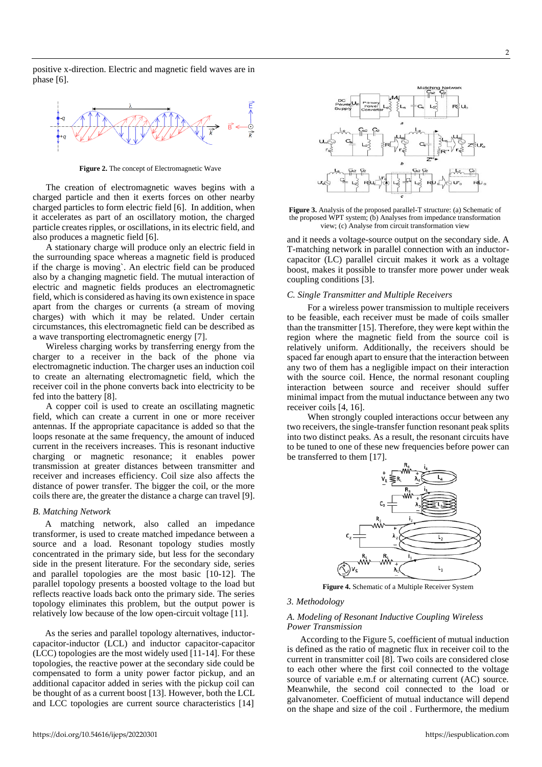positive x-direction. Electric and magnetic field waves are in phase [6].

**Figure 2.** The concept of Electromagnetic Wave

The creation of electromagnetic waves begins with a charged particle and then it exerts forces on other nearby charged particles to form electric field [6]. In addition, when it accelerates as part of an oscillatory motion, the charged particle creates ripples, or oscillations, in its electric field, and also produces a magnetic field [6].

A stationary charge will produce only an electric field in the surrounding space whereas a magnetic field is produced if the charge is moving`. An electric field can be produced also by a changing magnetic field. The mutual interaction of electric and magnetic fields produces an electromagnetic field, which is considered as having its own existence in space apart from the charges or currents (a stream of moving charges) with which it may be related. Under certain circumstances, this electromagnetic field can be described as a wave transporting electromagnetic energy [7].

Wireless charging works by transferring energy from the charger to a receiver in the back of the phone via electromagnetic induction. The charger uses an induction coil to create an alternating electromagnetic field, which the receiver coil in the phone converts back into electricity to be fed into the battery [8].

A copper coil is used to create an oscillating magnetic field, which can create a current in one or more receiver antennas. If the appropriate capacitance is added so that the loops resonate at the same frequency, the amount of induced current in the receivers increases. This is resonant inductive charging or magnetic resonance; it enables power transmission at greater distances between transmitter and receiver and increases efficiency. Coil size also affects the distance of power transfer. The bigger the coil, or the more coils there are, the greater the distance a charge can travel [9].

### *B. Matching Network*

A matching network, also called an impedance transformer, is used to create matched impedance between a source and a load. Resonant topology studies mostly concentrated in the primary side, but less for the secondary side in the present literature. For the secondary side, series and parallel topology are the most basic [10-12]. The parallel topology presents a boosted voltage to the load but reflects reactive loads back onto the primary side. The series topology eliminates this problem, but the output power is relatively low because of the low open-circuit voltage [11].

As the series and parallel topology alternatives, inductor-capacitor-inductor (LCL) and inductor capacitor-capacitor (LCC) topologies are the most widely used [11-14]. For these topologies, the reactive power at the secondary side could be compensated to form a unity power factor pickup, and an additional capacitor added in series with the pickup coil can be thought of as a current boost [13]. However, both the LCL and LCC topologies are current source characteristics [14]

**Figure 3.** Analysis of the proposed parallel-T structure: (a) Schematic of the proposed WPT system; (b) Analyses from impedance transformation view; (c) Analyse from circuit transformation view

and it needs a voltage-source output on the secondary side. A T-matching network in parallel connection with an inductor-capacitor (LC) parallel circuit makes it work as a voltage boost, makes it possible to transfer more power under weak coupling conditions [3].

### *C. Single Transmitter and Multiple Receivers*

For a wireless power transmission to multiple receivers to be feasible, each receiver must be made of coils smaller than the transmitter [15]. Therefore, they were kept within the region where the magnetic field from the source coil is relatively uniform. Additionally, the receivers should be spaced far enough apart to ensure that the interaction between any two of them has a negligible impact on their interaction with the source coil. Hence, the normal resonant coupling interaction between source and receiver should suffer minimal impact from the mutual inductance between any two receiver coils [4, 16].

When strongly coupled interactions occur between any two receivers, the single-transfer function resonant peak splits into two distinct peaks. As a result, the resonant circuits have to be tuned to one of these new frequencies before power can be transferred to them [17].

**Figure 4.** Schematic of a Multiple Receiver System

## *3. Methodology*

### *A. Modeling of Resonant Inductive Coupling Wireless Power Transmission*

According to the Figure 5, coefficient of mutual induction is defined as the ratio of magnetic flux in receiver coil to the current in transmitter coil [8]. Two coils are considered close to each other where the first coil connected to the voltage source of variable e.m.f or alternating current (AC) source. Meanwhile, the second coil connected to the load or galvanometer. Coefficient of mutual inductance will depend on the shape and size of the coil . Furthermore, the medium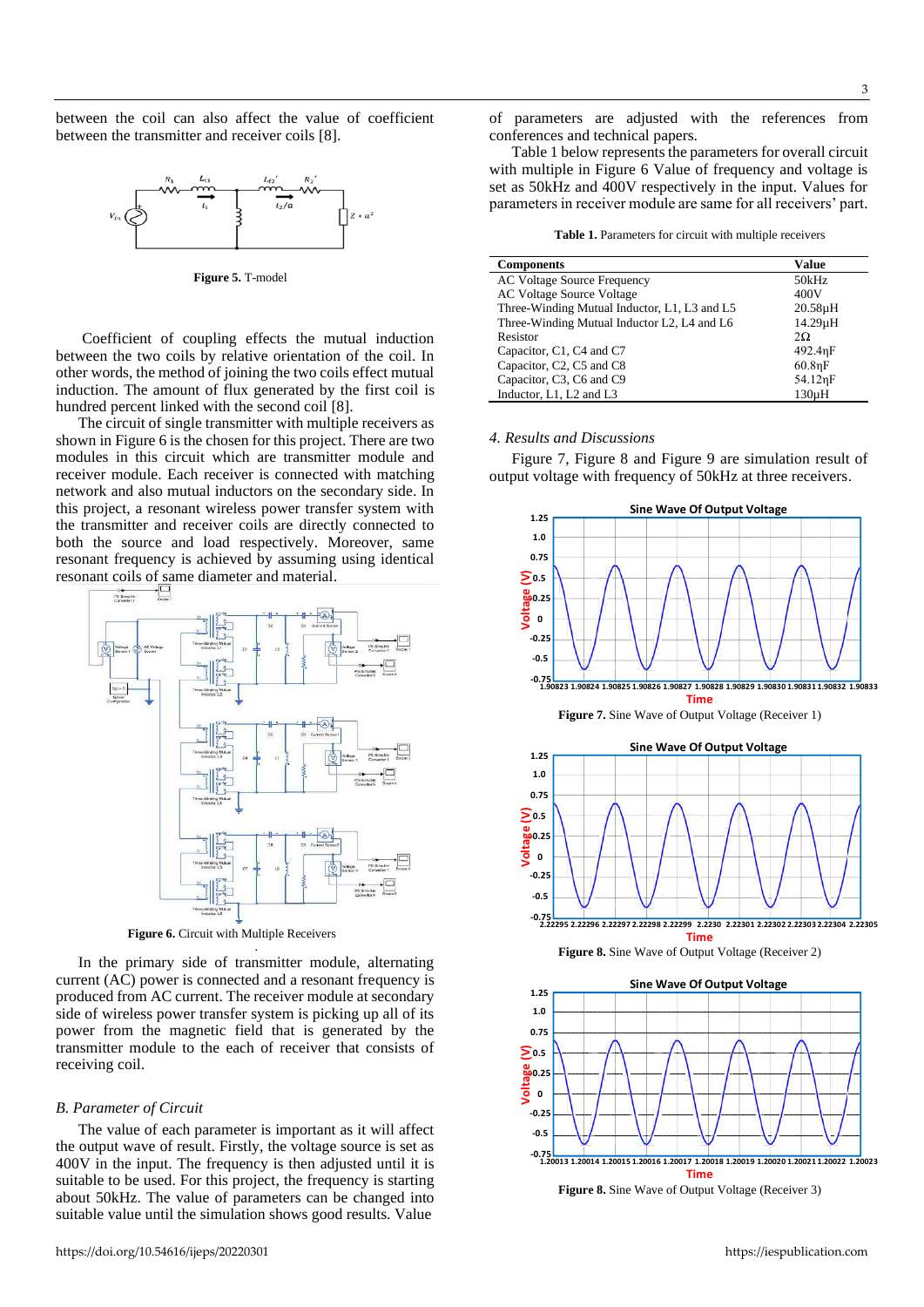between the coil can also affect the value of coefficient between the transmitter and receiver coils [8].

**Figure 5.** T-model

Coefficient of coupling effects the mutual induction between the two coils by relative orientation of the coil. In other words, the method of joining the two coils effect mutual induction. The amount of flux generated by the first coil is hundred percent linked with the second coil [8].

The circuit of single transmitter with multiple receivers as shown in Figure 6 is the chosen for this project. There are two modules in this circuit which are transmitter module and receiver module. Each receiver is connected with matching network and also mutual inductors on the secondary side. In this project, a resonant wireless power transfer system with the transmitter and receiver coils are directly connected to both the source and load respectively. Moreover, same resonant frequency is achieved by assuming using identical resonant coils of same diameter and material.

**Figure 6.** Circuit with Multiple Receivers

In the primary side of transmitter module, alternating current (AC) power is connected and a resonant frequency is produced from AC current. The receiver module at secondary side of wireless power transfer system is picking up all of its power from the magnetic field that is generated by the transmitter module to the each of receiver that consists of receiving coil.

### *B. Parameter of Circuit*

The value of each parameter is important as it will affect the output wave of result. Firstly, the voltage source is set as 400V in the input. The frequency is then adjusted until it is suitable to be used. For this project, the frequency is starting about 50kHz. The value of parameters can be changed into suitable value until the simulation shows good results. Value of parameters are adjusted with the references from conferences and technical papers.

Table 1 below represents the parameters for overall circuit with multiple in Figure 6 Value of frequency and voltage is set as 50kHz and 400V respectively in the input. Values for parameters in receiver module are same for all receivers' part.

**Table 1.** Parameters for circuit with multiple receivers

| Components | Value |
|---|---|
| AC Voltage Source Frequency | 50kHz |
| AC Voltage Source Voltage | 400V |
| Three-Winding Mutual Inductor, L1, L3 and L5 | 20.58µH |
| Three-Winding Mutual Inductor L2, L4 and L6 | 14.29µH |
| Resistor | 2Ω |
| Capacitor, C1, C4 and C7 | 492.4ηF |
| Capacitor, C2, C5 and C8 | 60.8ηF |
| Capacitor, C3, C6 and C9 | 54.12ηF |
| Inductor, L1, L2 and L3 | 130µH |

### *4. Results and Discussions*

Figure 7, Figure 8 and Figure 9 are simulation result of output voltage with frequency of 50kHz at three receivers.

**Figure 7.** Sine Wave of Output Voltage (Receiver 1)

**Figure 8.** Sine Wave of Output Voltage (Receiver 2)

**Figure 8.** Sine Wave of Output Voltage (Receiver 3)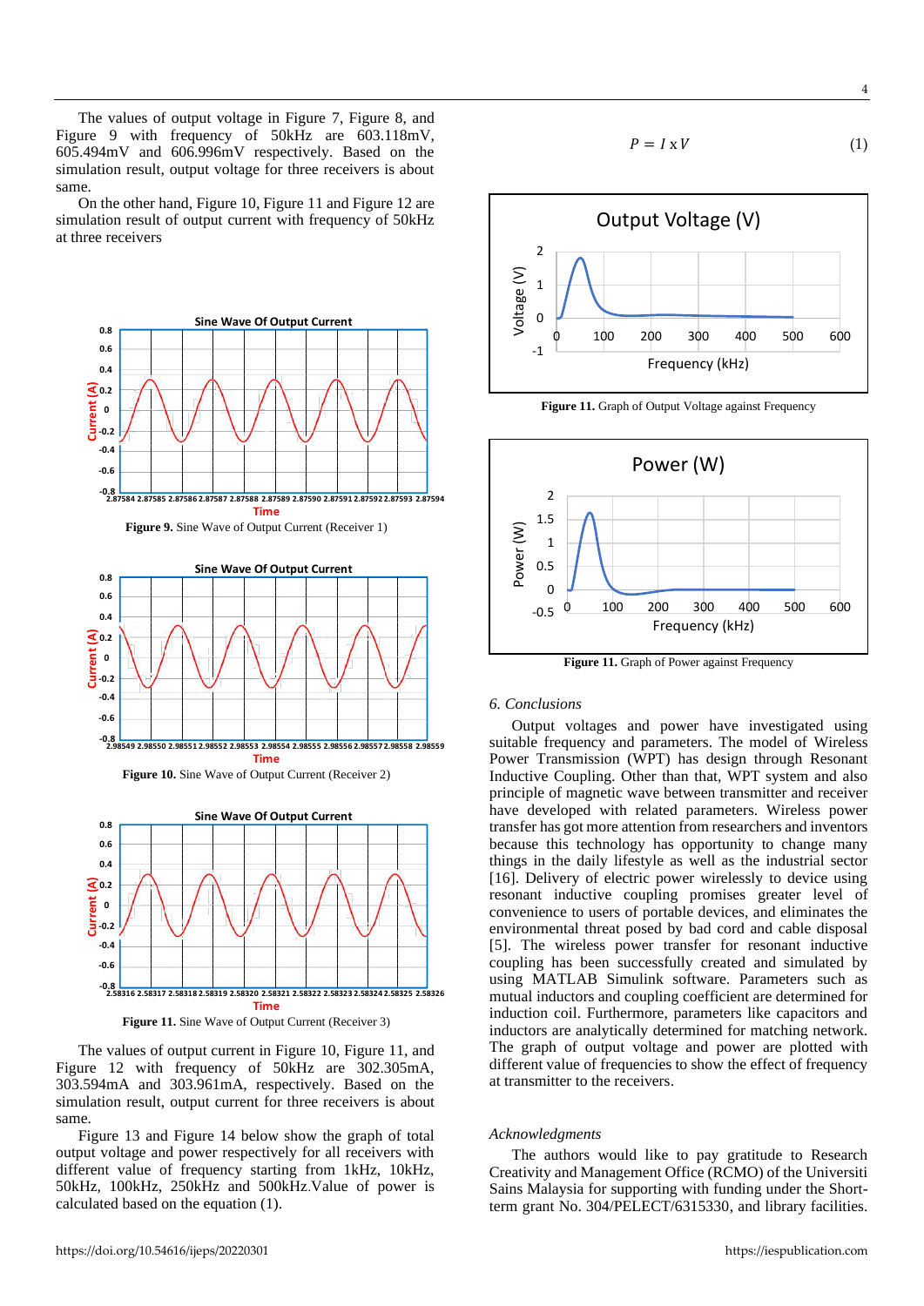The values of output voltage in Figure 7, Figure 8, and Figure 9 with frequency of 50kHz are 603.118mV, 605.494mV and 606.996mV respectively. Based on the simulation result, output voltage for three receivers is about same.

On the other hand, Figure 10, Figure 11 and Figure 12 are simulation result of output current with frequency of 50kHz at three receivers

Figure 9. Sine Wave of Output Current (Receiver 1)

Figure 10. Sine Wave of Output Current (Receiver 2)

Figure 11. Sine Wave of Output Current (Receiver 3)

The values of output current in Figure 10, Figure 11, and Figure 12 with frequency of 50kHz are 302.305mA, 303.594mA and 303.961mA, respectively. Based on the simulation result, output current for three receivers is about same.

Figure 13 and Figure 14 below show the graph of total output voltage and power respectively for all receivers with different value of frequency starting from 1kHz, 10kHz, 50kHz, 100kHz, 250kHz and 500kHz.Value of power is calculated based on the equation (1).

$$P = I \times V \tag{1}$$

Figure 11. Graph of Output Voltage against Frequency

Figure 11. Graph of Power against Frequency

## 6. Conclusions

Output voltages and power have investigated using suitable frequency and parameters. The model of Wireless Power Transmission (WPT) has design through Resonant Inductive Coupling. Other than that, WPT system and also principle of magnetic wave between transmitter and receiver have developed with related parameters. Wireless power transfer has got more attention from researchers and inventors because this technology has opportunity to change many things in the daily lifestyle as well as the industrial sector [16]. Delivery of electric power wirelessly to device using resonant inductive coupling promises greater level of convenience to users of portable devices, and eliminates the environmental threat posed by bad cord and cable disposal [5]. The wireless power transfer for resonant inductive coupling has been successfully created and simulated by using MATLAB Simulink software. Parameters such as mutual inductors and coupling coefficient are determined for induction coil. Furthermore, parameters like capacitors and inductors are analytically determined for matching network. The graph of output voltage and power are plotted with different value of frequencies to show the effect of frequency at transmitter to the receivers.

### *Acknowledgments*

The authors would like to pay gratitude to Research Creativity and Management Office (RCMO) of the Universiti Sains Malaysia for supporting with funding under the Short-term grant No. 304/PELECT/6315330, and library facilities.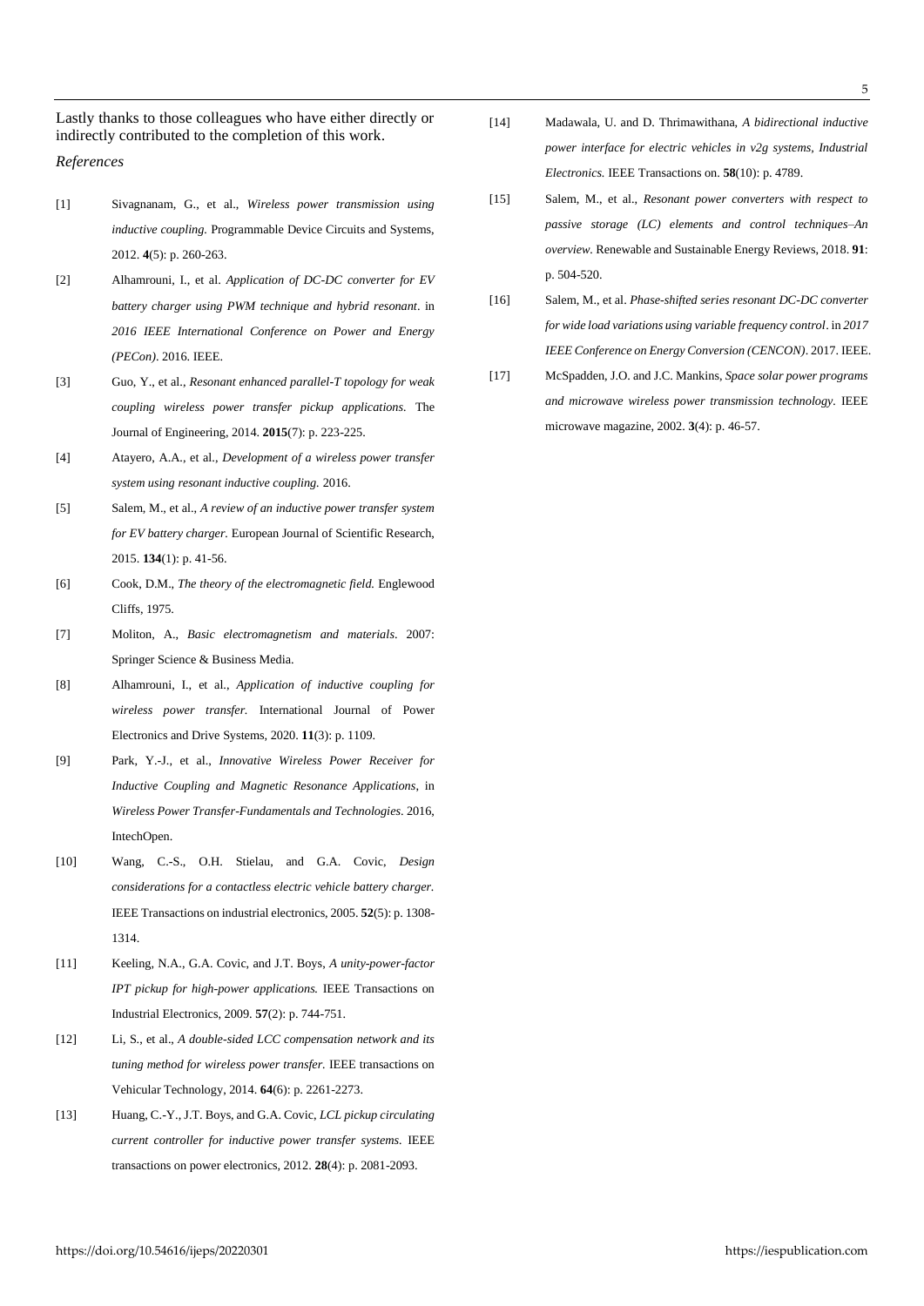Lastly thanks to those colleagues who have either directly or indirectly contributed to the completion of this work.

*References*

[1] Sivagnanam, G., et al., *Wireless power transmission using inductive coupling.* Programmable Device Circuits and Systems, 2012. **4**(5): p. 260-263.

[2] Alhamrouni, I., et al. *Application of DC-DC converter for EV battery charger using PWM technique and hybrid resonant*. in *2016 IEEE International Conference on Power and Energy (PECon)*. 2016. IEEE.

[3] Guo, Y., et al., *Resonant enhanced parallel-T topology for weak coupling wireless power transfer pickup applications.* The Journal of Engineering, 2014. **2015**(7): p. 223-225.

[4] Atayero, A.A., et al., *Development of a wireless power transfer system using resonant inductive coupling.* 2016.

[5] Salem, M., et al., *A review of an inductive power transfer system for EV battery charger.* European Journal of Scientific Research, 2015. **134**(1): p. 41-56.

[6] Cook, D.M., *The theory of the electromagnetic field.* Englewood Cliffs, 1975.

[7] Moliton, A., *Basic electromagnetism and materials*. 2007: Springer Science & Business Media.

[8] Alhamrouni, I., et al., *Application of inductive coupling for wireless power transfer.* International Journal of Power Electronics and Drive Systems, 2020. **11**(3): p. 1109.

[9] Park, Y.-J., et al., *Innovative Wireless Power Receiver for Inductive Coupling and Magnetic Resonance Applications*, in *Wireless Power Transfer-Fundamentals and Technologies*. 2016, IntechOpen.

[10] Wang, C.-S., O.H. Stielau, and G.A. Covic, *Design considerations for a contactless electric vehicle battery charger.* IEEE Transactions on industrial electronics, 2005. **52**(5): p. 1308-1314.

[11] Keeling, N.A., G.A. Covic, and J.T. Boys, *A unity-power-factor IPT pickup for high-power applications.* IEEE Transactions on Industrial Electronics, 2009. **57**(2): p. 744-751.

[12] Li, S., et al., *A double-sided LCC compensation network and its tuning method for wireless power transfer.* IEEE transactions on Vehicular Technology, 2014. **64**(6): p. 2261-2273.

[13] Huang, C.-Y., J.T. Boys, and G.A. Covic, *LCL pickup circulating current controller for inductive power transfer systems.* IEEE transactions on power electronics, 2012. **28**(4): p. 2081-2093.

[14] Madawala, U. and D. Thrimawithana, *A bidirectional inductive power interface for electric vehicles in v2g systems, Industrial Electronics.* IEEE Transactions on. **58**(10): p. 4789.

[15] Salem, M., et al., *Resonant power converters with respect to passive storage (LC) elements and control techniques–An overview.* Renewable and Sustainable Energy Reviews, 2018. **91**: p. 504-520.

[16] Salem, M., et al. *Phase-shifted series resonant DC-DC converter for wide load variations using variable frequency control*. in *2017 IEEE Conference on Energy Conversion (CENCON)*. 2017. IEEE.

[17] McSpadden, J.O. and J.C. Mankins, *Space solar power programs and microwave wireless power transmission technology.* IEEE microwave magazine, 2002. **3**(4): p. 46-57.